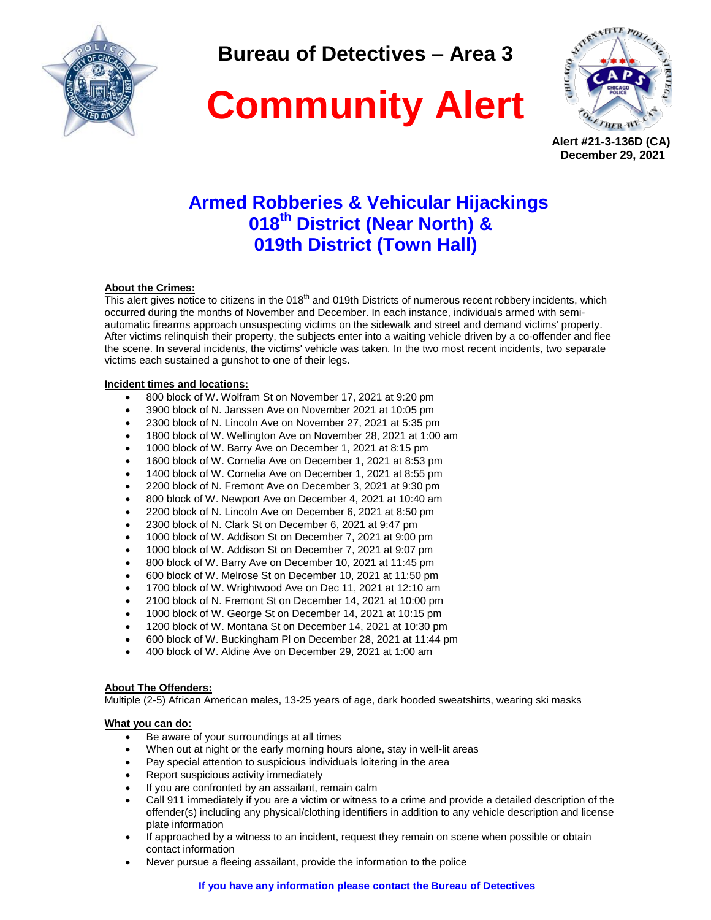# Bureau of Detectives – Area 3

# Community Alert

**Alert #21-3-136D (CA)**
**December 29, 2021**

## Armed Robberies & Vehicular Hijackings 018th District (Near North) & 019th District (Town Hall)

**About the Crimes:**

This alert gives notice to citizens in the 018th and 019th Districts of numerous recent robbery incidents, which occurred during the months of November and December. In each instance, individuals armed with semi-automatic firearms approach unsuspecting victims on the sidewalk and street and demand victims' property. After victims relinquish their property, the subjects enter into a waiting vehicle driven by a co-offender and flee the scene. In several incidents, the victims' vehicle was taken. In the two most recent incidents, two separate victims each sustained a gunshot to one of their legs.

**Incident times and locations:**

- 800 block of W. Wolfram St on November 17, 2021 at 9:20 pm
- 3900 block of N. Janssen Ave on November 2021 at 10:05 pm
- 2300 block of N. Lincoln Ave on November 27, 2021 at 5:35 pm
- 1800 block of W. Wellington Ave on November 28, 2021 at 1:00 am
- 1000 block of W. Barry Ave on December 1, 2021 at 8:15 pm
- 1600 block of W. Cornelia Ave on December 1, 2021 at 8:53 pm
- 1400 block of W. Cornelia Ave on December 1, 2021 at 8:55 pm
- 2200 block of N. Fremont Ave on December 3, 2021 at 9:30 pm
- 800 block of W. Newport Ave on December 4, 2021 at 10:40 am
- 2200 block of N. Lincoln Ave on December 6, 2021 at 8:50 pm
- 2300 block of N. Clark St on December 6, 2021 at 9:47 pm
- 1000 block of W. Addison St on December 7, 2021 at 9:00 pm
- 1000 block of W. Addison St on December 7, 2021 at 9:07 pm
- 800 block of W. Barry Ave on December 10, 2021 at 11:45 pm
- 600 block of W. Melrose St on December 10, 2021 at 11:50 pm
- 1700 block of W. Wrightwood Ave on Dec 11, 2021 at 12:10 am
- 2100 block of N. Fremont St on December 14, 2021 at 10:00 pm
- 1000 block of W. George St on December 14, 2021 at 10:15 pm
- 1200 block of W. Montana St on December 14, 2021 at 10:30 pm
- 600 block of W. Buckingham Pl on December 28, 2021 at 11:44 pm
- 400 block of W. Aldine Ave on December 29, 2021 at 1:00 am

**About The Offenders:**

Multiple (2-5) African American males, 13-25 years of age, dark hooded sweatshirts, wearing ski masks

**What you can do:**

- Be aware of your surroundings at all times
- When out at night or the early morning hours alone, stay in well-lit areas
- Pay special attention to suspicious individuals loitering in the area
- Report suspicious activity immediately
- If you are confronted by an assailant, remain calm
- Call 911 immediately if you are a victim or witness to a crime and provide a detailed description of the offender(s) including any physical/clothing identifiers in addition to any vehicle description and license plate information
- If approached by a witness to an incident, request they remain on scene when possible or obtain contact information
- Never pursue a fleeing assailant, provide the information to the police

**If you have any information please contact the Bureau of Detectives**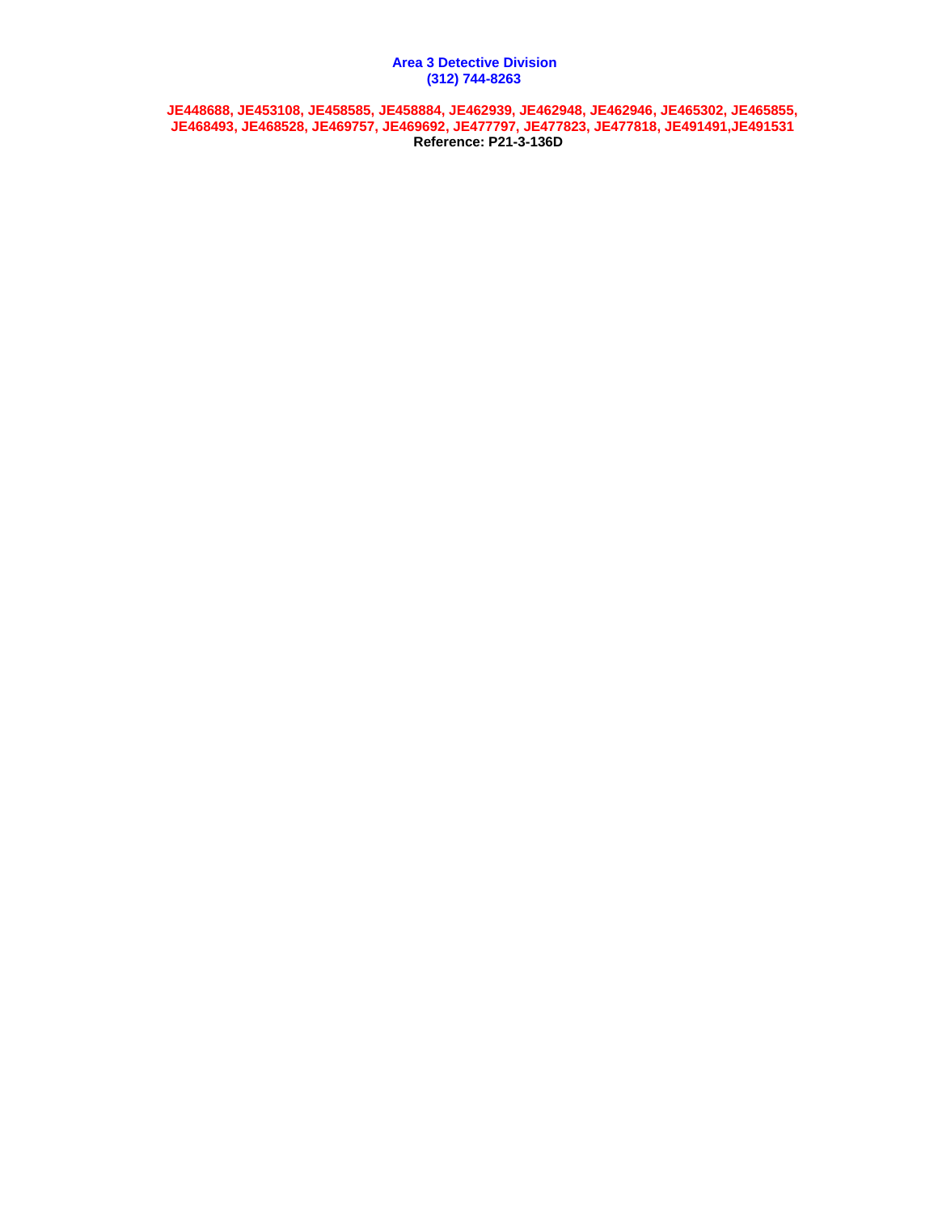**Area 3 Detective Division**
**(312) 744-8263**

**JE448688, JE453108, JE458585, JE458884, JE462939, JE462948, JE462946, JE465302, JE465855, JE468493, JE468528, JE469757, JE469692, JE477797, JE477823, JE477818, JE491491,JE491531**
**Reference: P21-3-136D**